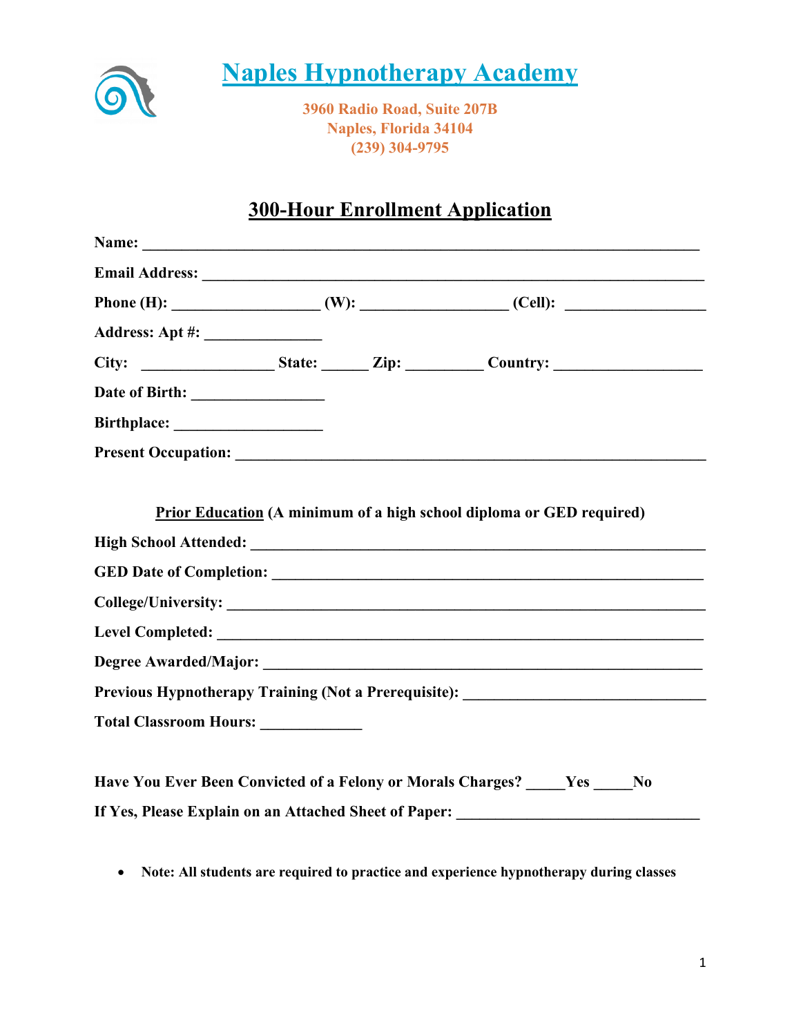# Naples Hypnotherapy Academy

**3960 Radio Road, Suite 207B**
**Naples, Florida 34104**
**(239) 304-9795**

## 300-Hour Enrollment Application

**Name:** ___________________________________________________________________

**Email Address:** ____________________________________________________________

**Phone (H):** __________________ **(W):** __________________ **(Cell):** _________________

**Address: Apt #:** ______________

**City:** ________________ **State:** ______ **Zip:** _________ **Country:** __________________

**Date of Birth:** ________________

**Birthplace:** __________________

**Present Occupation:** ______________________________________________________

**Prior Education** (A minimum of a high school diploma or GED required)

**High School Attended:** ____________________________________________________

**GED Date of Completion:** __________________________________________________

**College/University:** ______________________________________________________

**Level Completed:** _________________________________________________________

**Degree Awarded/Major:** ____________________________________________________

**Previous Hypnotherapy Training (Not a Prerequisite):** ______________________________

**Total Classroom Hours:** ____________

**Have You Ever Been Convicted of a Felony or Morals Charges?** _____**Yes** _____**No**

**If Yes, Please Explain on an Attached Sheet of Paper:** ______________________________

- **Note: All students are required to practice and experience hypnotherapy during classes**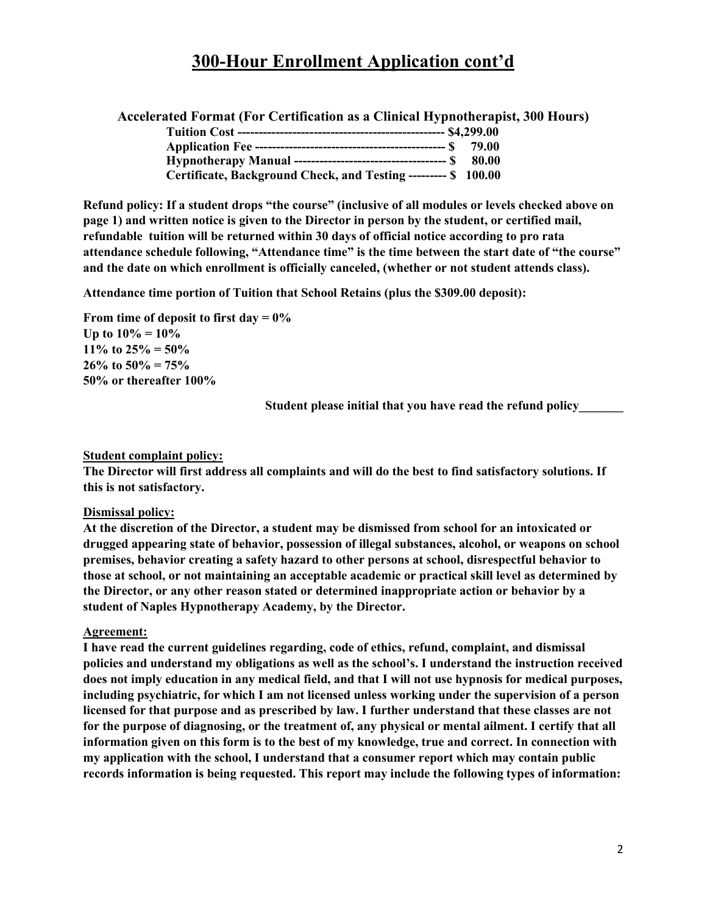# 300-Hour Enrollment Application cont'd

**Accelerated Format (For Certification as a Clinical Hypnotherapist, 300 Hours)**

**Tuition Cost ------------------------------------------------- $4,299.00**
**Application Fee --------------------------------------------- $ 79.00**
**Hypnotherapy Manual ------------------------------------ $ 80.00**
**Certificate, Background Check, and Testing --------- $ 100.00**

**Refund policy: If a student drops "the course" (inclusive of all modules or levels checked above on page 1) and written notice is given to the Director in person by the student, or certified mail, refundable tuition will be returned within 30 days of official notice according to pro rata attendance schedule following, "Attendance time" is the time between the start date of "the course" and the date on which enrollment is officially canceled, (whether or not student attends class).**

**Attendance time portion of Tuition that School Retains (plus the $309.00 deposit):**

**From time of deposit to first day = 0%**
**Up to 10% = 10%**
**11% to 25% = 50%**
**26% to 50% = 75%**
**50% or thereafter 100%**

**Student please initial that you have read the refund policy_______**

**Student complaint policy:**

**The Director will first address all complaints and will do the best to find satisfactory solutions. If this is not satisfactory.**

**Dismissal policy:**

**At the discretion of the Director, a student may be dismissed from school for an intoxicated or drugged appearing state of behavior, possession of illegal substances, alcohol, or weapons on school premises, behavior creating a safety hazard to other persons at school, disrespectful behavior to those at school, or not maintaining an acceptable academic or practical skill level as determined by the Director, or any other reason stated or determined inappropriate action or behavior by a student of Naples Hypnotherapy Academy, by the Director.**

**Agreement:**

**I have read the current guidelines regarding, code of ethics, refund, complaint, and dismissal policies and understand my obligations as well as the school's. I understand the instruction received does not imply education in any medical field, and that I will not use hypnosis for medical purposes, including psychiatric, for which I am not licensed unless working under the supervision of a person licensed for that purpose and as prescribed by law. I further understand that these classes are not for the purpose of diagnosing, or the treatment of, any physical or mental ailment. I certify that all information given on this form is to the best of my knowledge, true and correct. In connection with my application with the school, I understand that a consumer report which may contain public records information is being requested. This report may include the following types of information:**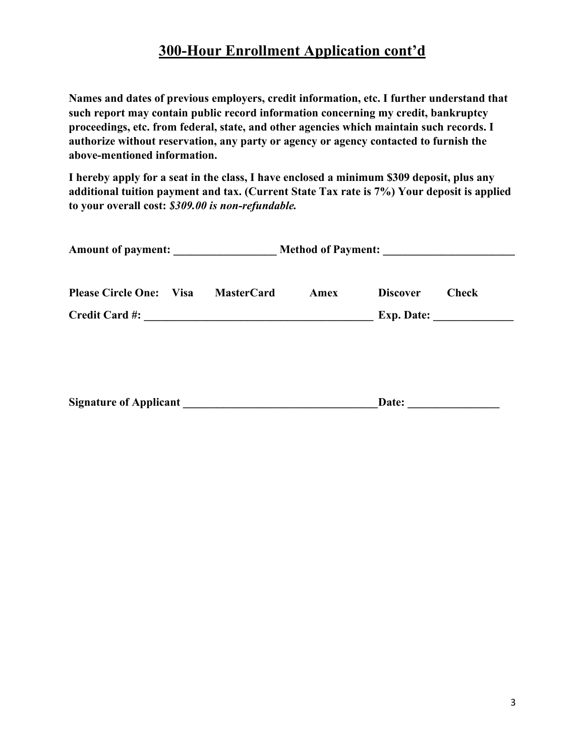# 300-Hour Enrollment Application cont'd

**Names and dates of previous employers, credit information, etc. I further understand that such report may contain public record information concerning my credit, bankruptcy proceedings, etc. from federal, state, and other agencies which maintain such records. I authorize without reservation, any party or agency or agency contacted to furnish the above-mentioned information.**

**I hereby apply for a seat in the class, I have enclosed a minimum $309 deposit, plus any additional tuition payment and tax. (Current State Tax rate is 7%) Your deposit is applied to your overall cost:** ***$309.00 is non-refundable.***

**Amount of payment: __________________ Method of Payment: _______________________**

**Please Circle One: Visa MasterCard Amex Discover Check**

**Credit Card #: ________________________________________ Exp. Date: ______________**

**Signature of Applicant __________________________________Date: ________________**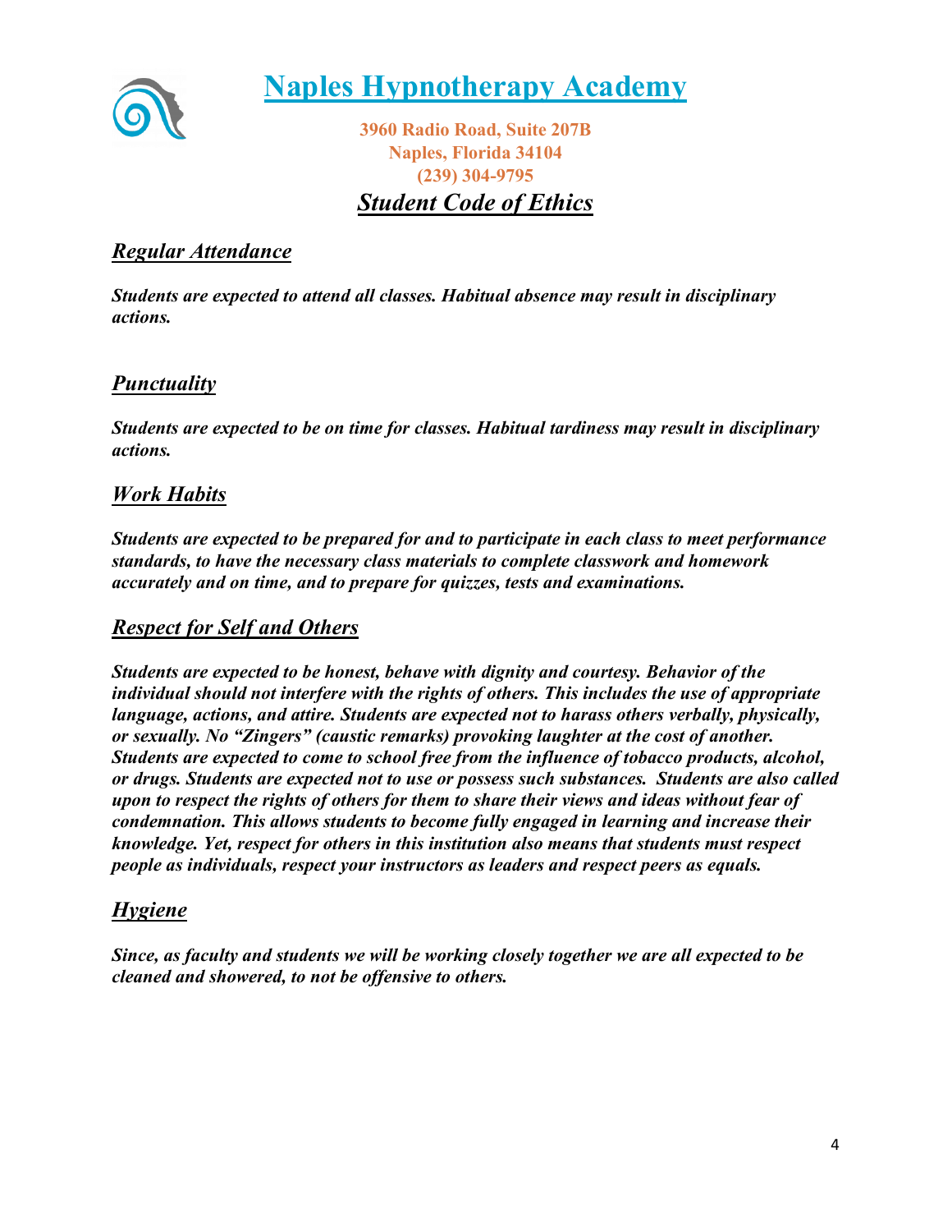# Naples Hypnotherapy Academy

**3960 Radio Road, Suite 207B**
**Naples, Florida 34104**
**(239) 304-9795**

## *Student Code of Ethics*

### *Regular Attendance*

***Students are expected to attend all classes. Habitual absence may result in disciplinary actions.***

### *Punctuality*

***Students are expected to be on time for classes. Habitual tardiness may result in disciplinary actions.***

### *Work Habits*

***Students are expected to be prepared for and to participate in each class to meet performance standards, to have the necessary class materials to complete classwork and homework accurately and on time, and to prepare for quizzes, tests and examinations.***

### *Respect for Self and Others*

***Students are expected to be honest, behave with dignity and courtesy. Behavior of the individual should not interfere with the rights of others. This includes the use of appropriate language, actions, and attire. Students are expected not to harass others verbally, physically, or sexually. No "Zingers" (caustic remarks) provoking laughter at the cost of another. Students are expected to come to school free from the influence of tobacco products, alcohol, or drugs. Students are expected not to use or possess such substances. Students are also called upon to respect the rights of others for them to share their views and ideas without fear of condemnation. This allows students to become fully engaged in learning and increase their knowledge. Yet, respect for others in this institution also means that students must respect people as individuals, respect your instructors as leaders and respect peers as equals.***

### *Hygiene*

***Since, as faculty and students we will be working closely together we are all expected to be cleaned and showered, to not be offensive to others.***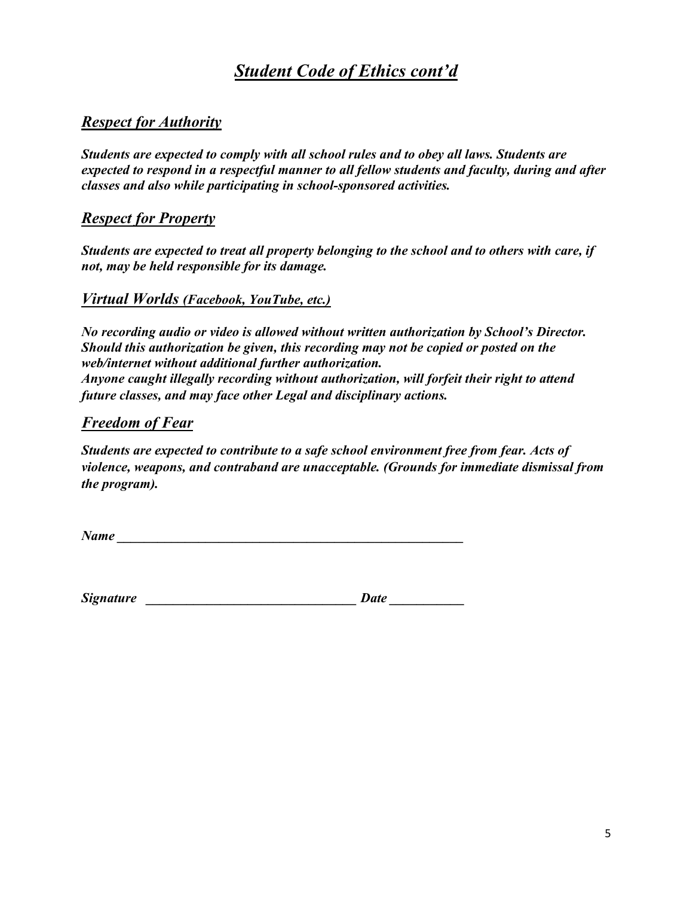# ***Student Code of Ethics cont'd***

## ***Respect for Authority***

***Students are expected to comply with all school rules and to obey all laws. Students are expected to respond in a respectful manner to all fellow students and faculty, during and after classes and also while participating in school-sponsored activities.***

## ***Respect for Property***

***Students are expected to treat all property belonging to the school and to others with care, if not, may be held responsible for its damage.***

## ***Virtual Worlds (Facebook, YouTube, etc.)***

***No recording audio or video is allowed without written authorization by School's Director. Should this authorization be given, this recording may not be copied or posted on the web/internet without additional further authorization.***
***Anyone caught illegally recording without authorization, will forfeit their right to attend future classes, and may face other Legal and disciplinary actions.***

## ***Freedom of Fear***

***Students are expected to contribute to a safe school environment free from fear. Acts of violence, weapons, and contraband are unacceptable. (Grounds for immediate dismissal from the program).***

***Name*** ______________________________________________________

***Signature*** ________________________________ ***Date*** ___________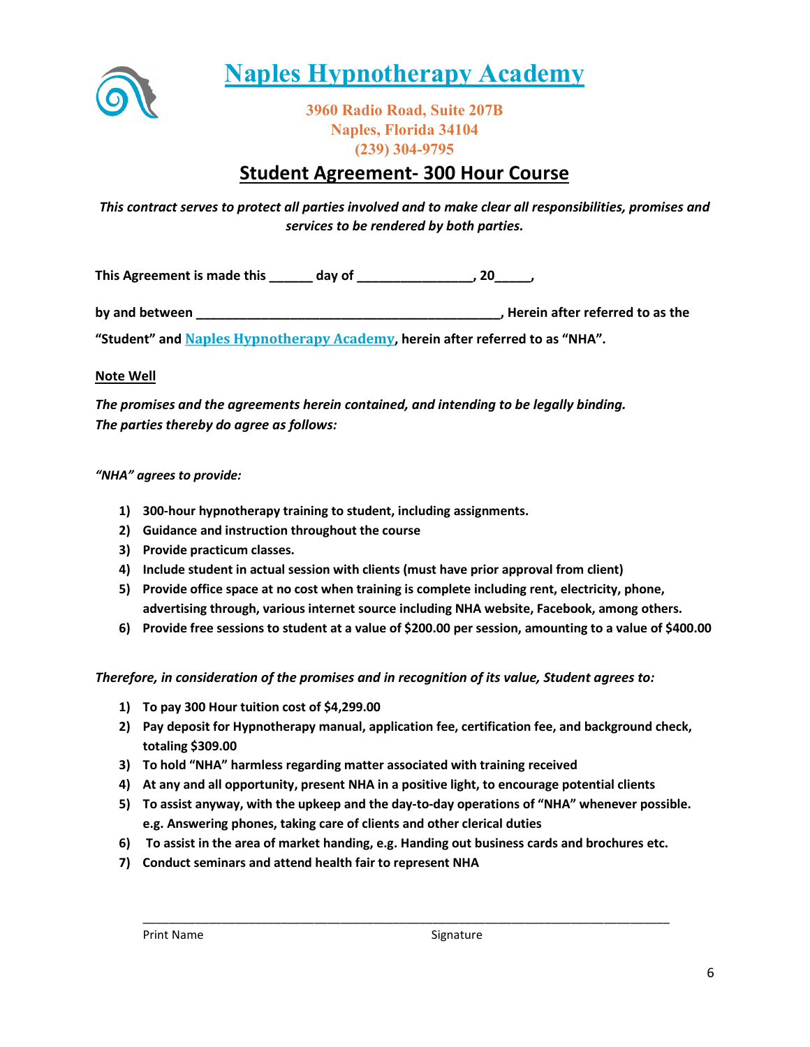# Naples Hypnotherapy Academy

**3960 Radio Road, Suite 207B**
**Naples, Florida 34104**
**(239) 304-9795**

## Student Agreement- 300 Hour Course

***This contract serves to protect all parties involved and to make clear all responsibilities, promises and services to be rendered by both parties.***

**This Agreement is made this ______ day of ________________, 20_____,**

**by and between ____________________________________________, Herein after referred to as the "Student" and Naples Hypnotherapy Academy, herein after referred to as "NHA".**

**Note Well**

***The promises and the agreements herein contained, and intending to be legally binding. The parties thereby do agree as follows:***

***"NHA" agrees to provide:***

1) **300-hour hypnotherapy training to student, including assignments.**
2) **Guidance and instruction throughout the course**
3) **Provide practicum classes.**
4) **Include student in actual session with clients (must have prior approval from client)**
5) **Provide office space at no cost when training is complete including rent, electricity, phone, advertising through, various internet source including NHA website, Facebook, among others.**
6) **Provide free sessions to student at a value of $200.00 per session, amounting to a value of $400.00**

***Therefore, in consideration of the promises and in recognition of its value, Student agrees to:***

1) **To pay 300 Hour tuition cost of $4,299.00**
2) **Pay deposit for Hypnotherapy manual, application fee, certification fee, and background check, totaling $309.00**
3) **To hold "NHA" harmless regarding matter associated with training received**
4) **At any and all opportunity, present NHA in a positive light, to encourage potential clients**
5) **To assist anyway, with the upkeep and the day-to-day operations of "NHA" whenever possible. e.g. Answering phones, taking care of clients and other clerical duties**
6) **To assist in the area of market handing, e.g. Handing out business cards and brochures etc.**
7) **Conduct seminars and attend health fair to represent NHA**

_______________________________________________________________________________

Print Name Signature